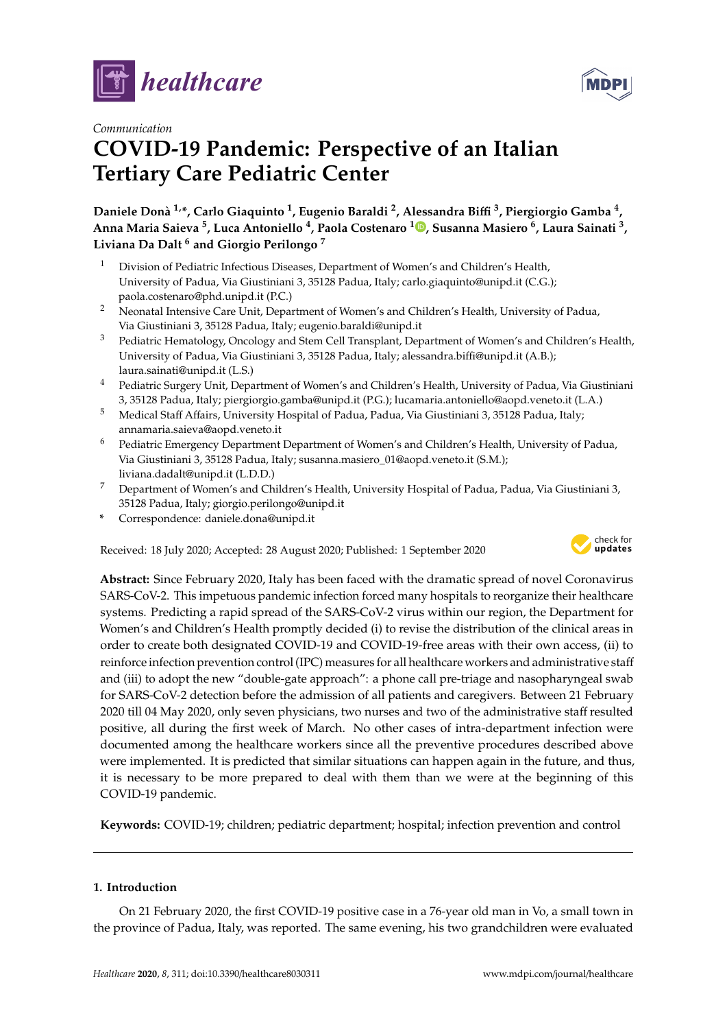*Communication*

# COVID-19 Pandemic: Perspective of an Italian Tertiary Care Pediatric Center

**Daniele Donà [1,*], Carlo Giaquinto [1], Eugenio Baraldi [2], Alessandra Biffi [3], Piergiorgio Gamba [4], Anna Maria Saieva [5], Luca Antoniello [4], Paola Costenaro [1], Susanna Masiero [6], Laura Sainati [3], Liviana Da Dalt [6] and Giorgio Perilongo [7]**

1. Division of Pediatric Infectious Diseases, Department of Women's and Children's Health, University of Padua, Via Giustiniani 3, 35128 Padua, Italy; carlo.giaquinto@unipd.it (C.G.); paola.costenaro@phd.unipd.it (P.C.)
2. Neonatal Intensive Care Unit, Department of Women's and Children's Health, University of Padua, Via Giustiniani 3, 35128 Padua, Italy; eugenio.baraldi@unipd.it
3. Pediatric Hematology, Oncology and Stem Cell Transplant, Department of Women's and Children's Health, University of Padua, Via Giustiniani 3, 35128 Padua, Italy; alessandra.biffi@unipd.it (A.B.); laura.sainati@unipd.it (L.S.)
4. Pediatric Surgery Unit, Department of Women's and Children's Health, University of Padua, Via Giustiniani 3, 35128 Padua, Italy; piergiorgio.gamba@unipd.it (P.G.); lucamaria.antoniello@aopd.veneto.it (L.A.)
5. Medical Staff Affairs, University Hospital of Padua, Padua, Via Giustiniani 3, 35128 Padua, Italy; annamaria.saieva@aopd.veneto.it
6. Pediatric Emergency Department Department of Women's and Children's Health, University of Padua, Via Giustiniani 3, 35128 Padua, Italy; susanna.masiero_01@aopd.veneto.it (S.M.); liviana.dadalt@unipd.it (L.D.D.)
7. Department of Women's and Children's Health, University Hospital of Padua, Padua, Via Giustiniani 3, 35128 Padua, Italy; giorgio.perilongo@unipd.it

\* Correspondence: daniele.dona@unipd.it

Received: 18 July 2020; Accepted: 28 August 2020; Published: 1 September 2020

**Abstract:** Since February 2020, Italy has been faced with the dramatic spread of novel Coronavirus SARS-CoV-2. This impetuous pandemic infection forced many hospitals to reorganize their healthcare systems. Predicting a rapid spread of the SARS-CoV-2 virus within our region, the Department for Women's and Children's Health promptly decided (i) to revise the distribution of the clinical areas in order to create both designated COVID-19 and COVID-19-free areas with their own access, (ii) to reinforce infection prevention control (IPC) measures for all healthcare workers and administrative staff and (iii) to adopt the new "double-gate approach": a phone call pre-triage and nasopharyngeal swab for SARS-CoV-2 detection before the admission of all patients and caregivers. Between 21 February 2020 till 04 May 2020, only seven physicians, two nurses and two of the administrative staff resulted positive, all during the first week of March. No other cases of intra-department infection were documented among the healthcare workers since all the preventive procedures described above were implemented. It is predicted that similar situations can happen again in the future, and thus, it is necessary to be more prepared to deal with them than we were at the beginning of this COVID-19 pandemic.

**Keywords:** COVID-19; children; pediatric department; hospital; infection prevention and control

## 1. Introduction

On 21 February 2020, the first COVID-19 positive case in a 76-year old man in Vo, a small town in the province of Padua, Italy, was reported. The same evening, his two grandchildren were evaluated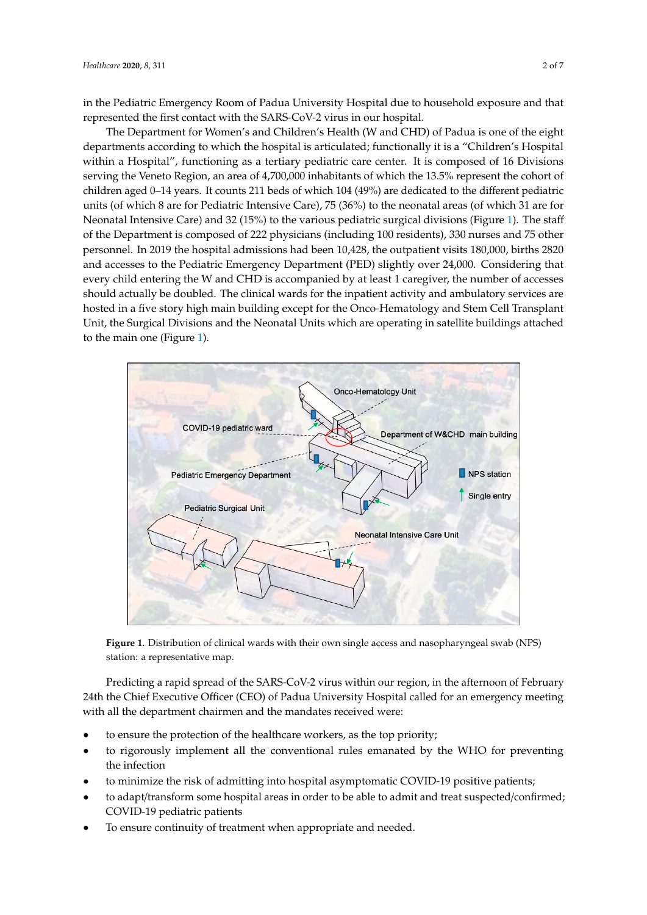in the Pediatric Emergency Room of Padua University Hospital due to household exposure and that represented the first contact with the SARS-CoV-2 virus in our hospital.

The Department for Women's and Children's Health (W and CHD) of Padua is one of the eight departments according to which the hospital is articulated; functionally it is a "Children's Hospital within a Hospital", functioning as a tertiary pediatric care center. It is composed of 16 Divisions serving the Veneto Region, an area of 4,700,000 inhabitants of which the 13.5% represent the cohort of children aged 0–14 years. It counts 211 beds of which 104 (49%) are dedicated to the different pediatric units (of which 8 are for Pediatric Intensive Care), 75 (36%) to the neonatal areas (of which 31 are for Neonatal Intensive Care) and 32 (15%) to the various pediatric surgical divisions (Figure 1). The staff of the Department is composed of 222 physicians (including 100 residents), 330 nurses and 75 other personnel. In 2019 the hospital admissions had been 10,428, the outpatient visits 180,000, births 2820 and accesses to the Pediatric Emergency Department (PED) slightly over 24,000. Considering that every child entering the W and CHD is accompanied by at least 1 caregiver, the number of accesses should actually be doubled. The clinical wards for the inpatient activity and ambulatory services are hosted in a five story high main building except for the Onco-Hematology and Stem Cell Transplant Unit, the Surgical Divisions and the Neonatal Units which are operating in satellite buildings attached to the main one (Figure 1).

**Figure 1.** Distribution of clinical wards with their own single access and nasopharyngeal swab (NPS) station: a representative map.

Predicting a rapid spread of the SARS-CoV-2 virus within our region, in the afternoon of February 24th the Chief Executive Officer (CEO) of Padua University Hospital called for an emergency meeting with all the department chairmen and the mandates received were:

- to ensure the protection of the healthcare workers, as the top priority;
- to rigorously implement all the conventional rules emanated by the WHO for preventing the infection
- to minimize the risk of admitting into hospital asymptomatic COVID-19 positive patients;
- to adapt/transform some hospital areas in order to be able to admit and treat suspected/confirmed; COVID-19 pediatric patients
- To ensure continuity of treatment when appropriate and needed.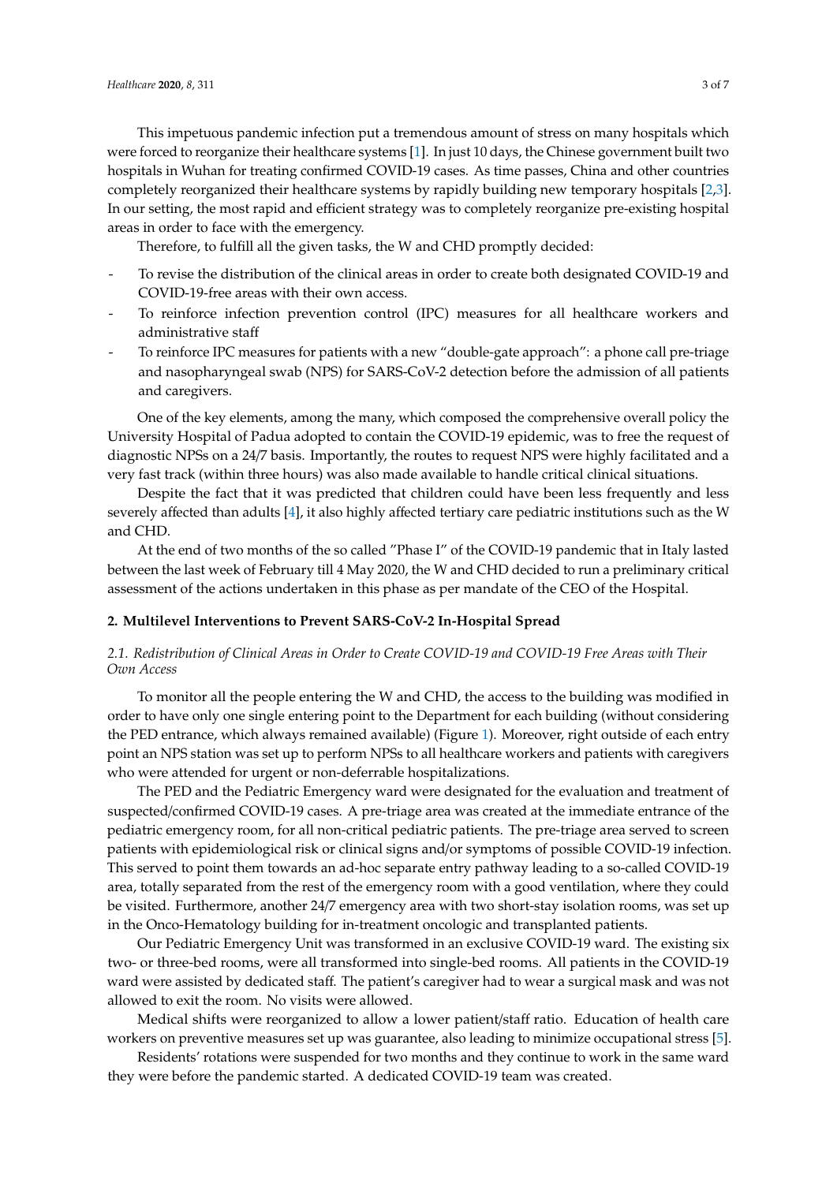This impetuous pandemic infection put a tremendous amount of stress on many hospitals which were forced to reorganize their healthcare systems [1]. In just 10 days, the Chinese government built two hospitals in Wuhan for treating confirmed COVID-19 cases. As time passes, China and other countries completely reorganized their healthcare systems by rapidly building new temporary hospitals [2,3]. In our setting, the most rapid and efficient strategy was to completely reorganize pre-existing hospital areas in order to face with the emergency.

Therefore, to fulfill all the given tasks, the W and CHD promptly decided:

- To revise the distribution of the clinical areas in order to create both designated COVID-19 and COVID-19-free areas with their own access.
- To reinforce infection prevention control (IPC) measures for all healthcare workers and administrative staff
- To reinforce IPC measures for patients with a new "double-gate approach": a phone call pre-triage and nasopharyngeal swab (NPS) for SARS-CoV-2 detection before the admission of all patients and caregivers.

One of the key elements, among the many, which composed the comprehensive overall policy the University Hospital of Padua adopted to contain the COVID-19 epidemic, was to free the request of diagnostic NPSs on a 24/7 basis. Importantly, the routes to request NPS were highly facilitated and a very fast track (within three hours) was also made available to handle critical clinical situations.

Despite the fact that it was predicted that children could have been less frequently and less severely affected than adults [4], it also highly affected tertiary care pediatric institutions such as the W and CHD.

At the end of two months of the so called "Phase I" of the COVID-19 pandemic that in Italy lasted between the last week of February till 4 May 2020, the W and CHD decided to run a preliminary critical assessment of the actions undertaken in this phase as per mandate of the CEO of the Hospital.

## 2. Multilevel Interventions to Prevent SARS-CoV-2 In-Hospital Spread

### 2.1. Redistribution of Clinical Areas in Order to Create COVID-19 and COVID-19 Free Areas with Their Own Access

To monitor all the people entering the W and CHD, the access to the building was modified in order to have only one single entering point to the Department for each building (without considering the PED entrance, which always remained available) (Figure 1). Moreover, right outside of each entry point an NPS station was set up to perform NPSs to all healthcare workers and patients with caregivers who were attended for urgent or non-deferrable hospitalizations.

The PED and the Pediatric Emergency ward were designated for the evaluation and treatment of suspected/confirmed COVID-19 cases. A pre-triage area was created at the immediate entrance of the pediatric emergency room, for all non-critical pediatric patients. The pre-triage area served to screen patients with epidemiological risk or clinical signs and/or symptoms of possible COVID-19 infection. This served to point them towards an ad-hoc separate entry pathway leading to a so-called COVID-19 area, totally separated from the rest of the emergency room with a good ventilation, where they could be visited. Furthermore, another 24/7 emergency area with two short-stay isolation rooms, was set up in the Onco-Hematology building for in-treatment oncologic and transplanted patients.

Our Pediatric Emergency Unit was transformed in an exclusive COVID-19 ward. The existing six two- or three-bed rooms, were all transformed into single-bed rooms. All patients in the COVID-19 ward were assisted by dedicated staff. The patient's caregiver had to wear a surgical mask and was not allowed to exit the room. No visits were allowed.

Medical shifts were reorganized to allow a lower patient/staff ratio. Education of health care workers on preventive measures set up was guarantee, also leading to minimize occupational stress [5].

Residents' rotations were suspended for two months and they continue to work in the same ward they were before the pandemic started. A dedicated COVID-19 team was created.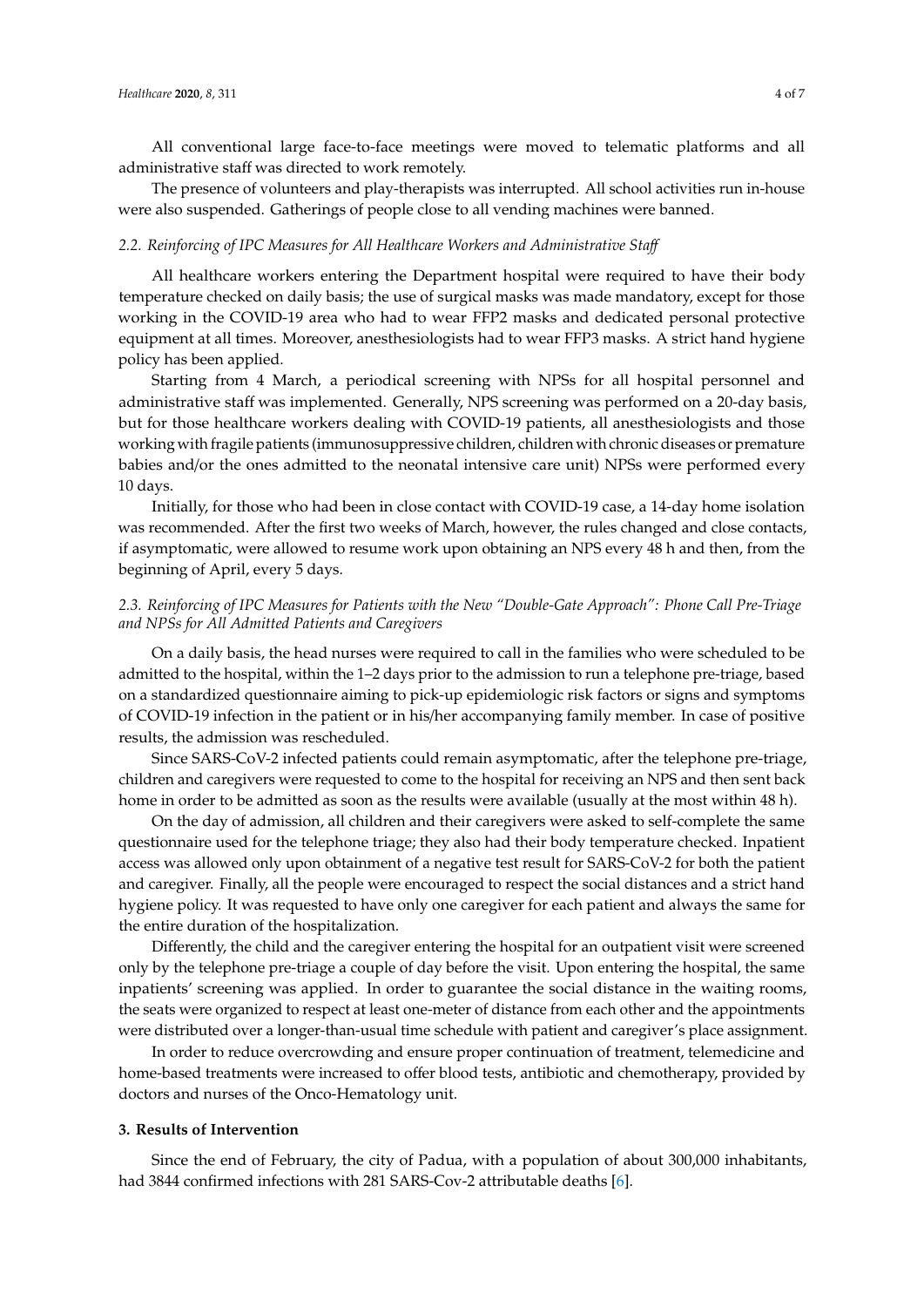All conventional large face-to-face meetings were moved to telematic platforms and all administrative staff was directed to work remotely.

The presence of volunteers and play-therapists was interrupted. All school activities run in-house were also suspended. Gatherings of people close to all vending machines were banned.

### *2.2. Reinforcing of IPC Measures for All Healthcare Workers and Administrative Staff*

All healthcare workers entering the Department hospital were required to have their body temperature checked on daily basis; the use of surgical masks was made mandatory, except for those working in the COVID-19 area who had to wear FFP2 masks and dedicated personal protective equipment at all times. Moreover, anesthesiologists had to wear FFP3 masks. A strict hand hygiene policy has been applied.

Starting from 4 March, a periodical screening with NPSs for all hospital personnel and administrative staff was implemented. Generally, NPS screening was performed on a 20-day basis, but for those healthcare workers dealing with COVID-19 patients, all anesthesiologists and those working with fragile patients (immunosuppressive children, children with chronic diseases or premature babies and/or the ones admitted to the neonatal intensive care unit) NPSs were performed every 10 days.

Initially, for those who had been in close contact with COVID-19 case, a 14-day home isolation was recommended. After the first two weeks of March, however, the rules changed and close contacts, if asymptomatic, were allowed to resume work upon obtaining an NPS every 48 h and then, from the beginning of April, every 5 days.

### *2.3. Reinforcing of IPC Measures for Patients with the New "Double-Gate Approach": Phone Call Pre-Triage and NPSs for All Admitted Patients and Caregivers*

On a daily basis, the head nurses were required to call in the families who were scheduled to be admitted to the hospital, within the 1–2 days prior to the admission to run a telephone pre-triage, based on a standardized questionnaire aiming to pick-up epidemiologic risk factors or signs and symptoms of COVID-19 infection in the patient or in his/her accompanying family member. In case of positive results, the admission was rescheduled.

Since SARS-CoV-2 infected patients could remain asymptomatic, after the telephone pre-triage, children and caregivers were requested to come to the hospital for receiving an NPS and then sent back home in order to be admitted as soon as the results were available (usually at the most within 48 h).

On the day of admission, all children and their caregivers were asked to self-complete the same questionnaire used for the telephone triage; they also had their body temperature checked. Inpatient access was allowed only upon obtainment of a negative test result for SARS-CoV-2 for both the patient and caregiver. Finally, all the people were encouraged to respect the social distances and a strict hand hygiene policy. It was requested to have only one caregiver for each patient and always the same for the entire duration of the hospitalization.

Differently, the child and the caregiver entering the hospital for an outpatient visit were screened only by the telephone pre-triage a couple of day before the visit. Upon entering the hospital, the same inpatients' screening was applied. In order to guarantee the social distance in the waiting rooms, the seats were organized to respect at least one-meter of distance from each other and the appointments were distributed over a longer-than-usual time schedule with patient and caregiver's place assignment.

In order to reduce overcrowding and ensure proper continuation of treatment, telemedicine and home-based treatments were increased to offer blood tests, antibiotic and chemotherapy, provided by doctors and nurses of the Onco-Hematology unit.

## **3. Results of Intervention**

Since the end of February, the city of Padua, with a population of about 300,000 inhabitants, had 3844 confirmed infections with 281 SARS-Cov-2 attributable deaths [6].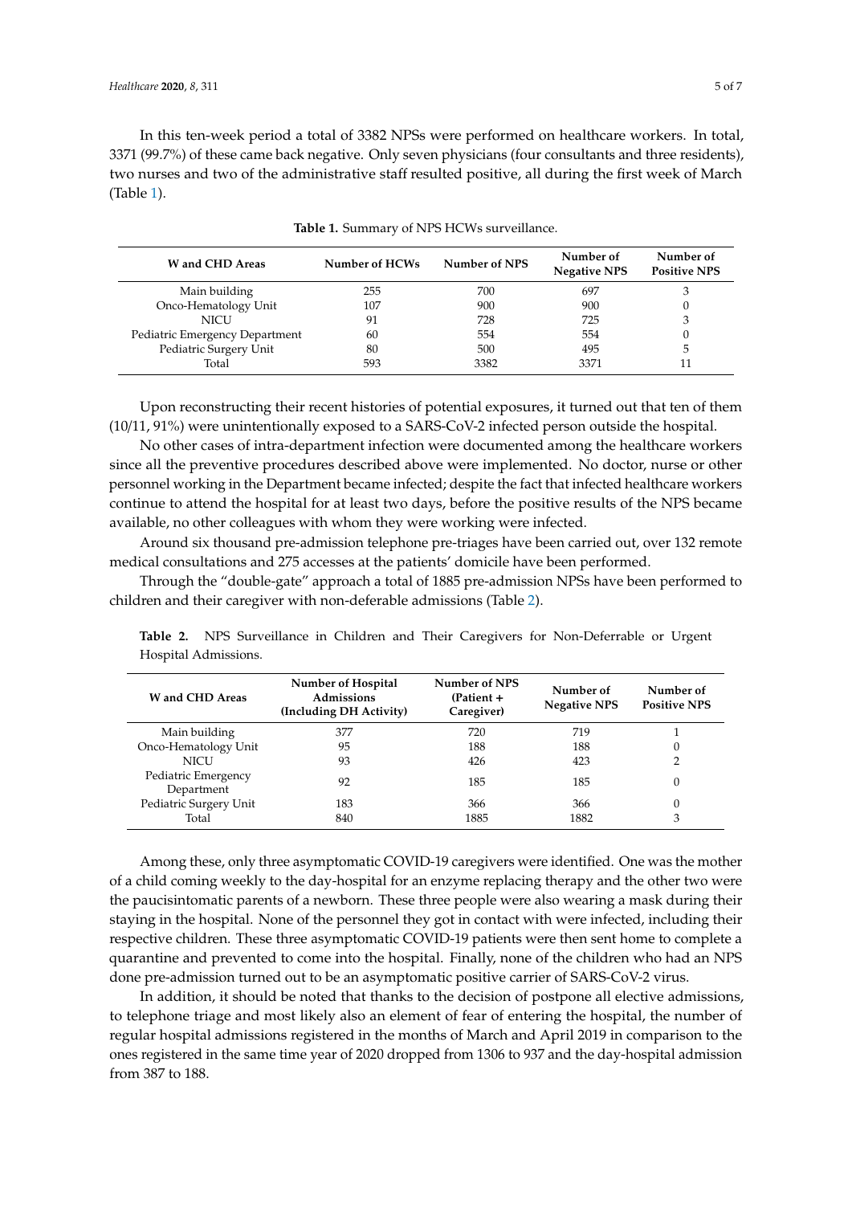In this ten-week period a total of 3382 NPSs were performed on healthcare workers. In total, 3371 (99.7%) of these came back negative. Only seven physicians (four consultants and three residents), two nurses and two of the administrative staff resulted positive, all during the first week of March (Table 1).

**Table 1.** Summary of NPS HCWs surveillance.

| W and CHD Areas | Number of HCWs | Number of NPS | Number of Negative NPS | Number of Positive NPS |
|---|---|---|---|---|
| Main building | 255 | 700 | 697 | 3 |
| Onco-Hematology Unit | 107 | 900 | 900 | 0 |
| NICU | 91 | 728 | 725 | 3 |
| Pediatric Emergency Department | 60 | 554 | 554 | 0 |
| Pediatric Surgery Unit | 80 | 500 | 495 | 5 |
| Total | 593 | 3382 | 3371 | 11 |

Upon reconstructing their recent histories of potential exposures, it turned out that ten of them (10/11, 91%) were unintentionally exposed to a SARS-CoV-2 infected person outside the hospital.

No other cases of intra-department infection were documented among the healthcare workers since all the preventive procedures described above were implemented. No doctor, nurse or other personnel working in the Department became infected; despite the fact that infected healthcare workers continue to attend the hospital for at least two days, before the positive results of the NPS became available, no other colleagues with whom they were working were infected.

Around six thousand pre-admission telephone pre-triages have been carried out, over 132 remote medical consultations and 275 accesses at the patients' domicile have been performed.

Through the "double-gate" approach a total of 1885 pre-admission NPSs have been performed to children and their caregiver with non-deferable admissions (Table 2).

**Table 2.** NPS Surveillance in Children and Their Caregivers for Non-Deferrable or Urgent Hospital Admissions.

| W and CHD Areas | Number of Hospital Admissions (Including DH Activity) | Number of NPS (Patient + Caregiver) | Number of Negative NPS | Number of Positive NPS |
|---|---|---|---|---|
| Main building | 377 | 720 | 719 | 1 |
| Onco-Hematology Unit | 95 | 188 | 188 | 0 |
| NICU | 93 | 426 | 423 | 2 |
| Pediatric Emergency Department | 92 | 185 | 185 | 0 |
| Pediatric Surgery Unit | 183 | 366 | 366 | 0 |
| Total | 840 | 1885 | 1882 | 3 |

Among these, only three asymptomatic COVID-19 caregivers were identified. One was the mother of a child coming weekly to the day-hospital for an enzyme replacing therapy and the other two were the paucisintomatic parents of a newborn. These three people were also wearing a mask during their staying in the hospital. None of the personnel they got in contact with were infected, including their respective children. These three asymptomatic COVID-19 patients were then sent home to complete a quarantine and prevented to come into the hospital. Finally, none of the children who had an NPS done pre-admission turned out to be an asymptomatic positive carrier of SARS-CoV-2 virus.

In addition, it should be noted that thanks to the decision of postpone all elective admissions, to telephone triage and most likely also an element of fear of entering the hospital, the number of regular hospital admissions registered in the months of March and April 2019 in comparison to the ones registered in the same time year of 2020 dropped from 1306 to 937 and the day-hospital admission from 387 to 188.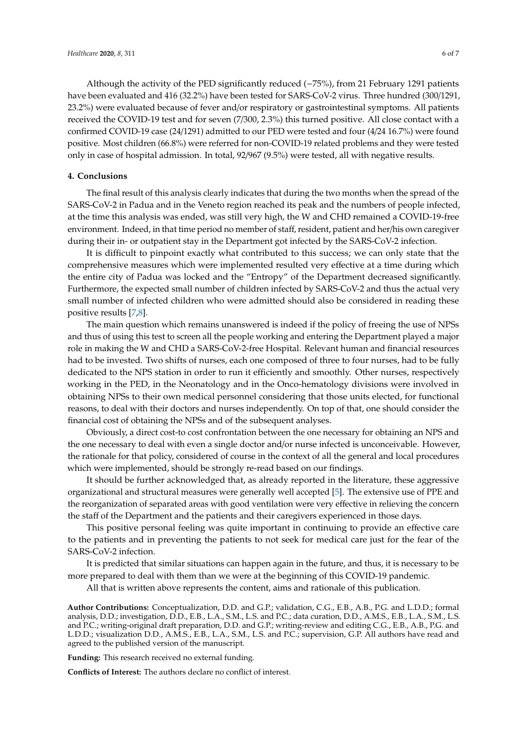Although the activity of the PED significantly reduced (−75%), from 21 February 1291 patients have been evaluated and 416 (32.2%) have been tested for SARS-CoV-2 virus. Three hundred (300/1291, 23.2%) were evaluated because of fever and/or respiratory or gastrointestinal symptoms. All patients received the COVID-19 test and for seven (7/300, 2.3%) this turned positive. All close contact with a confirmed COVID-19 case (24/1291) admitted to our PED were tested and four (4/24 16.7%) were found positive. Most children (66.8%) were referred for non-COVID-19 related problems and they were tested only in case of hospital admission. In total, 92/967 (9.5%) were tested, all with negative results.

## 4. Conclusions

The final result of this analysis clearly indicates that during the two months when the spread of the SARS-CoV-2 in Padua and in the Veneto region reached its peak and the numbers of people infected, at the time this analysis was ended, was still very high, the W and CHD remained a COVID-19-free environment. Indeed, in that time period no member of staff, resident, patient and her/his own caregiver during their in- or outpatient stay in the Department got infected by the SARS-CoV-2 infection.

It is difficult to pinpoint exactly what contributed to this success; we can only state that the comprehensive measures which were implemented resulted very effective at a time during which the entire city of Padua was locked and the "Entropy" of the Department decreased significantly. Furthermore, the expected small number of children infected by SARS-CoV-2 and thus the actual very small number of infected children who were admitted should also be considered in reading these positive results [7,8].

The main question which remains unanswered is indeed if the policy of freeing the use of NPSs and thus of using this test to screen all the people working and entering the Department played a major role in making the W and CHD a SARS-CoV-2-free Hospital. Relevant human and financial resources had to be invested. Two shifts of nurses, each one composed of three to four nurses, had to be fully dedicated to the NPS station in order to run it efficiently and smoothly. Other nurses, respectively working in the PED, in the Neonatology and in the Onco-hematology divisions were involved in obtaining NPSs to their own medical personnel considering that those units elected, for functional reasons, to deal with their doctors and nurses independently. On top of that, one should consider the financial cost of obtaining the NPSs and of the subsequent analyses.

Obviously, a direct cost-to cost confrontation between the one necessary for obtaining an NPS and the one necessary to deal with even a single doctor and/or nurse infected is unconceivable. However, the rationale for that policy, considered of course in the context of all the general and local procedures which were implemented, should be strongly re-read based on our findings.

It should be further acknowledged that, as already reported in the literature, these aggressive organizational and structural measures were generally well accepted [5]. The extensive use of PPE and the reorganization of separated areas with good ventilation were very effective in relieving the concern the staff of the Department and the patients and their caregivers experienced in those days.

This positive personal feeling was quite important in continuing to provide an effective care to the patients and in preventing the patients to not seek for medical care just for the fear of the SARS-CoV-2 infection.

It is predicted that similar situations can happen again in the future, and thus, it is necessary to be more prepared to deal with them than we were at the beginning of this COVID-19 pandemic.

All that is written above represents the content, aims and rationale of this publication.

**Author Contributions:** Conceptualization, D.D. and G.P.; validation, C.G., E.B., A.B., P.G. and L.D.D.; formal analysis, D.D.; investigation, D.D., E.B., L.A., S.M., L.S. and P.C.; data curation, D.D., A.M.S., E.B., L.A., S.M., L.S. and P.C.; writing-original draft preparation, D.D. and G.P.; writing-review and editing C.G., E.B., A.B., P.G. and L.D.D.; visualization D.D., A.M.S., E.B., L.A., S.M., L.S. and P.C.; supervision, G.P. All authors have read and agreed to the published version of the manuscript.

**Funding:** This research received no external funding.

**Conflicts of Interest:** The authors declare no conflict of interest.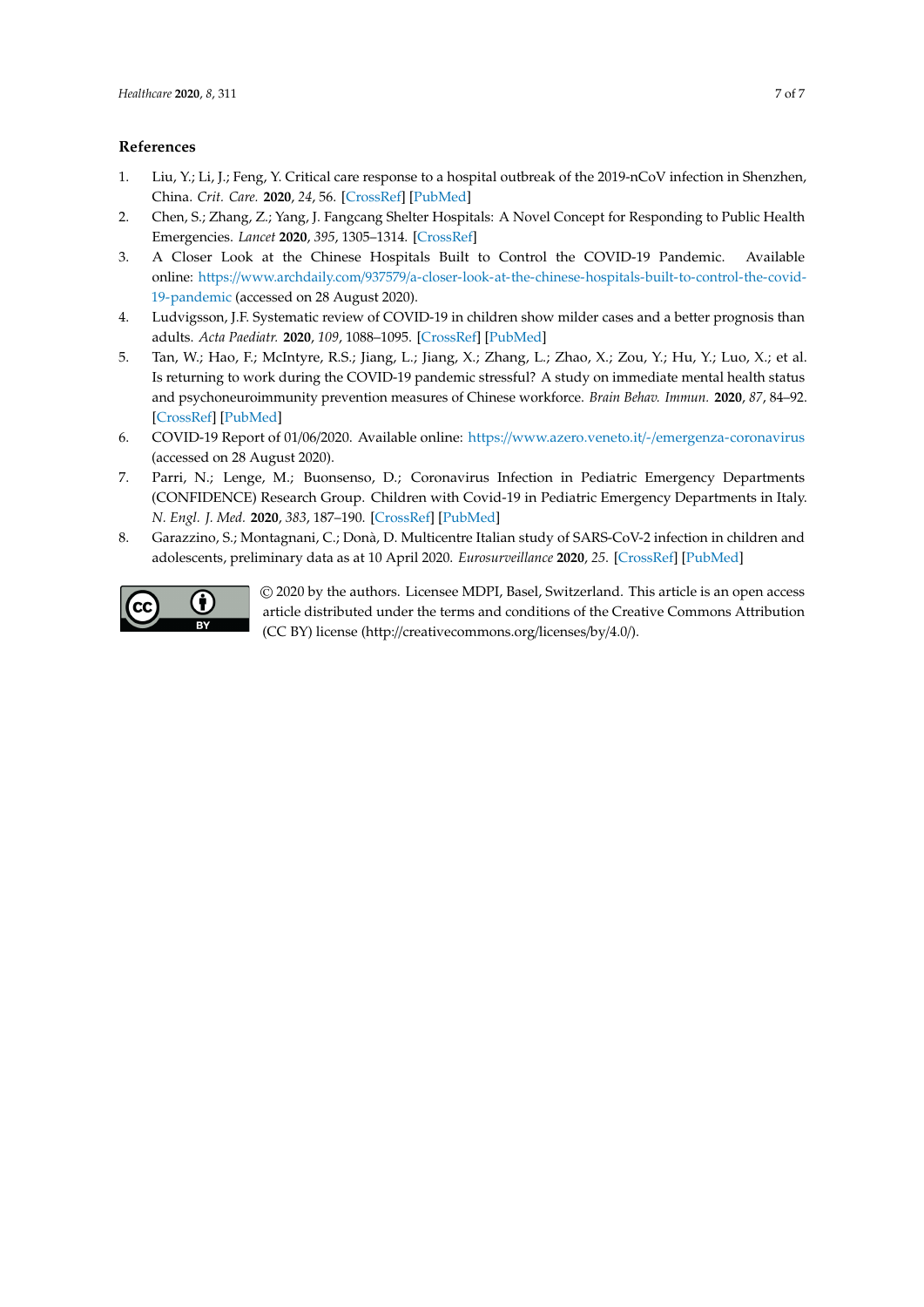## References

1. Liu, Y.; Li, J.; Feng, Y. Critical care response to a hospital outbreak of the 2019-nCoV infection in Shenzhen, China. *Crit. Care.* **2020**, *24*, 56. [CrossRef] [PubMed]
2. Chen, S.; Zhang, Z.; Yang, J. Fangcang Shelter Hospitals: A Novel Concept for Responding to Public Health Emergencies. *Lancet* **2020**, *395*, 1305–1314. [CrossRef]
3. A Closer Look at the Chinese Hospitals Built to Control the COVID-19 Pandemic. Available online: https://www.archdaily.com/937579/a-closer-look-at-the-chinese-hospitals-built-to-control-the-covid-19-pandemic (accessed on 28 August 2020).
4. Ludvigsson, J.F. Systematic review of COVID-19 in children show milder cases and a better prognosis than adults. *Acta Paediatr.* **2020**, *109*, 1088–1095. [CrossRef] [PubMed]
5. Tan, W.; Hao, F.; McIntyre, R.S.; Jiang, L.; Jiang, X.; Zhang, L.; Zhao, X.; Zou, Y.; Hu, Y.; Luo, X.; et al. Is returning to work during the COVID-19 pandemic stressful? A study on immediate mental health status and psychoneuroimmunity prevention measures of Chinese workforce. *Brain Behav. Immun.* **2020**, *87*, 84–92. [CrossRef] [PubMed]
6. COVID-19 Report of 01/06/2020. Available online: https://www.azero.veneto.it/-/emergenza-coronavirus (accessed on 28 August 2020).
7. Parri, N.; Lenge, M.; Buonsenso, D.; Coronavirus Infection in Pediatric Emergency Departments (CONFIDENCE) Research Group. Children with Covid-19 in Pediatric Emergency Departments in Italy. *N. Engl. J. Med.* **2020**, *383*, 187–190. [CrossRef] [PubMed]
8. Garazzino, S.; Montagnani, C.; Donà, D. Multicentre Italian study of SARS-CoV-2 infection in children and adolescents, preliminary data as at 10 April 2020. *Eurosurveillance* **2020**, *25*. [CrossRef] [PubMed]

© 2020 by the authors. Licensee MDPI, Basel, Switzerland. This article is an open access article distributed under the terms and conditions of the Creative Commons Attribution (CC BY) license (http://creativecommons.org/licenses/by/4.0/).